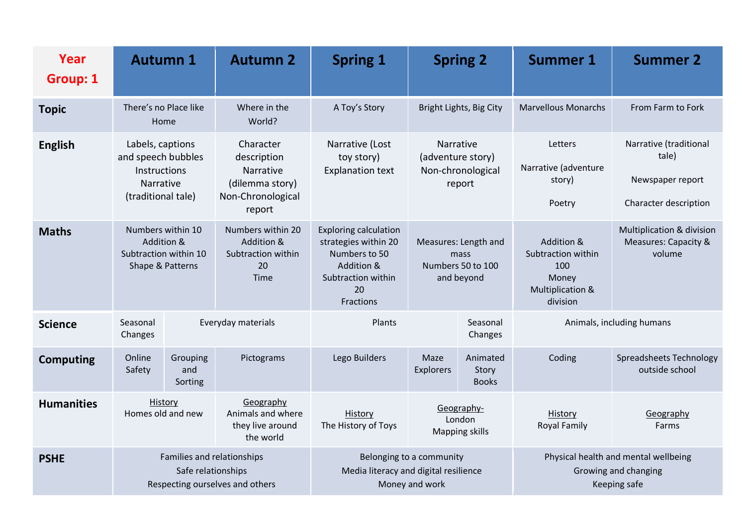| Year Group: 1 | Autumn 1 | Autumn 2 | Spring 1 | Spring 2 | Summer 1 | Summer 2 |
|---|---|---|---|---|---|---|
| **Topic** | There's no Place like Home | Where in the World? | A Toy's Story | Bright Lights, Big City | Marvellous Monarchs | From Farm to Fork |
| **English** | Labels, captions and speech bubbles<br>Instructions<br>Narrative (traditional tale) | Character description<br>Narrative (dilemma story)<br>Non-Chronological report | Narrative (Lost toy story)<br>Explanation text | Narrative (adventure story)<br>Non-chronological report | Letters<br><br>Narrative (adventure story)<br><br>Poetry | Narrative (traditional tale)<br><br>Newspaper report<br><br>Character description |
| **Maths** | Numbers within 10<br>Addition & Subtraction within 10<br>Shape & Patterns | Numbers within 20<br>Addition & Subtraction within 20<br>Time | Exploring calculation strategies within 20<br>Numbers to 50<br>Addition & Subtraction within 20<br>Fractions | Measures: Length and mass<br>Numbers 50 to 100 and beyond | Addition & Subtraction within 100<br>Money<br>Multiplication & division | Multiplication & division<br>Measures: Capacity & volume |
| **Science** | Seasonal Changes / Everyday materials | Everyday materials | Plants | Plants / Seasonal Changes | Animals, including humans | Animals, including humans |
| **Computing** | Online Safety / Grouping and Sorting | Pictograms | Lego Builders | Maze Explorers / Animated Story Books | Coding | Spreadsheets Technology outside school |
| **Humanities** | History<br>Homes old and new | Geography<br>Animals and where they live around the world | History<br>The History of Toys | Geography-<br>London<br>Mapping skills | History<br>Royal Family | Geography<br>Farms |
| **PSHE** | Families and relationships<br>Safe relationships<br>Respecting ourselves and others | | Belonging to a community<br>Media literacy and digital resilience<br>Money and work | | Physical health and mental wellbeing<br>Growing and changing<br>Keeping safe | |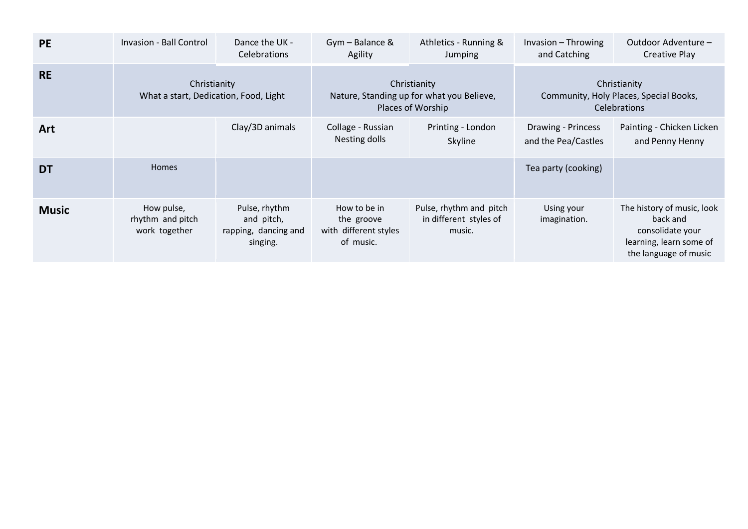| | | | | | | |
|---|---|---|---|---|---|---|
| **PE** | Invasion - Ball Control | Dance the UK - Celebrations | Gym – Balance & Agility | Athletics - Running & Jumping | Invasion – Throwing and Catching | Outdoor Adventure – Creative Play |
| **RE** | Christianity<br>What a start, Dedication, Food, Light | | Christianity<br>Nature, Standing up for what you Believe, Places of Worship | | Christianity<br>Community, Holy Places, Special Books, Celebrations | |
| **Art** | | Clay/3D animals | Collage - Russian Nesting dolls | Printing - London Skyline | Drawing - Princess and the Pea/Castles | Painting - Chicken Licken and Penny Henny |
| **DT** | Homes | | | | Tea party (cooking) | |
| **Music** | How pulse, rhythm and pitch work together | Pulse, rhythm and pitch, rapping, dancing and singing. | How to be in the groove with different styles of music. | Pulse, rhythm and pitch in different styles of music. | Using your imagination. | The history of music, look back and consolidate your learning, learn some of the language of music |